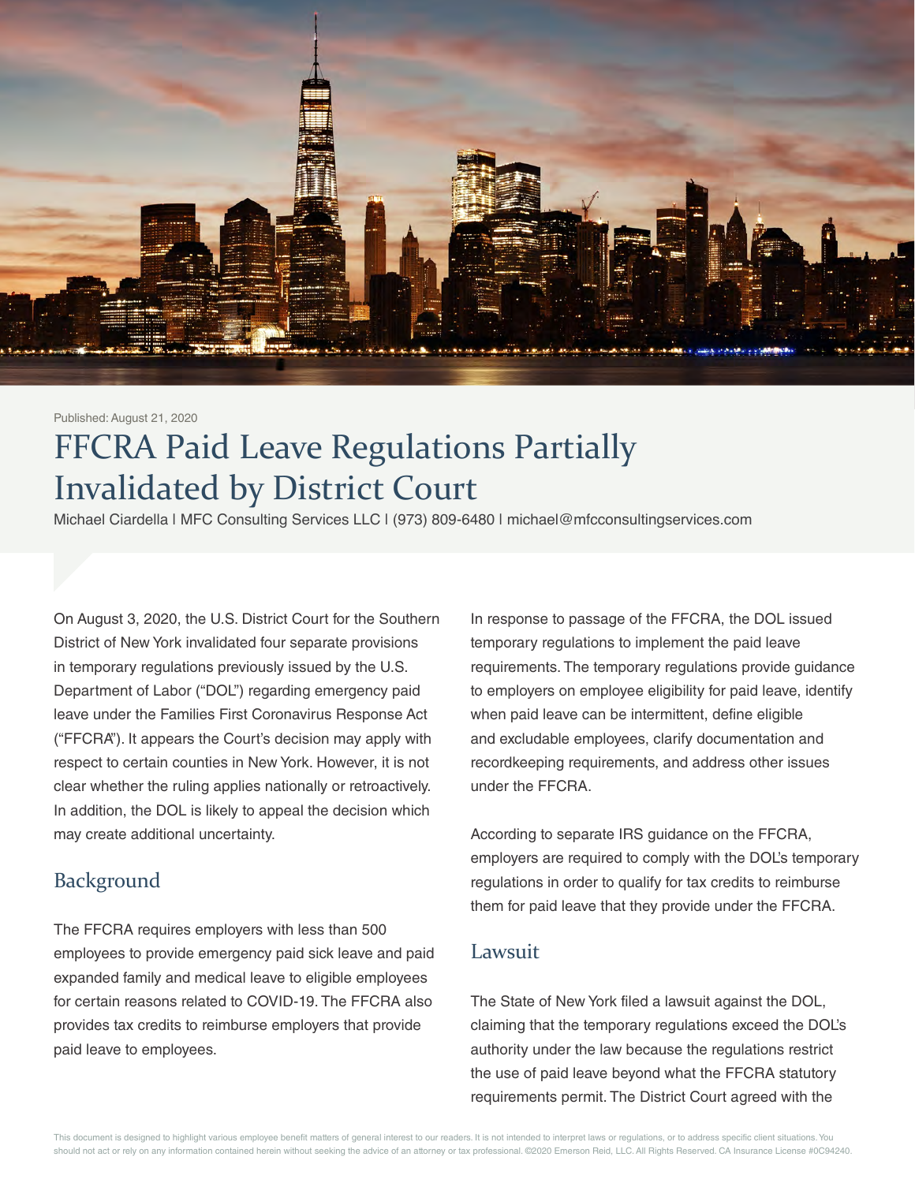Published: August 21, 2020

# FFCRA Paid Leave Regulations Partially Invalidated by District Court

Michael Ciardella | MFC Consulting Services LLC | (973) 809-6480 | michael@mfcconsultingservices.com

On August 3, 2020, the U.S. District Court for the Southern District of New York invalidated four separate provisions in temporary regulations previously issued by the U.S. Department of Labor ("DOL") regarding emergency paid leave under the Families First Coronavirus Response Act ("FFCRA"). It appears the Court's decision may apply with respect to certain counties in New York. However, it is not clear whether the ruling applies nationally or retroactively. In addition, the DOL is likely to appeal the decision which may create additional uncertainty.

## Background

The FFCRA requires employers with less than 500 employees to provide emergency paid sick leave and paid expanded family and medical leave to eligible employees for certain reasons related to COVID-19. The FFCRA also provides tax credits to reimburse employers that provide paid leave to employees.

In response to passage of the FFCRA, the DOL issued temporary regulations to implement the paid leave requirements. The temporary regulations provide guidance to employers on employee eligibility for paid leave, identify when paid leave can be intermittent, define eligible and excludable employees, clarify documentation and recordkeeping requirements, and address other issues under the FFCRA.

According to separate IRS guidance on the FFCRA, employers are required to comply with the DOL's temporary regulations in order to qualify for tax credits to reimburse them for paid leave that they provide under the FFCRA.

## Lawsuit

The State of New York filed a lawsuit against the DOL, claiming that the temporary regulations exceed the DOL's authority under the law because the regulations restrict the use of paid leave beyond what the FFCRA statutory requirements permit. The District Court agreed with the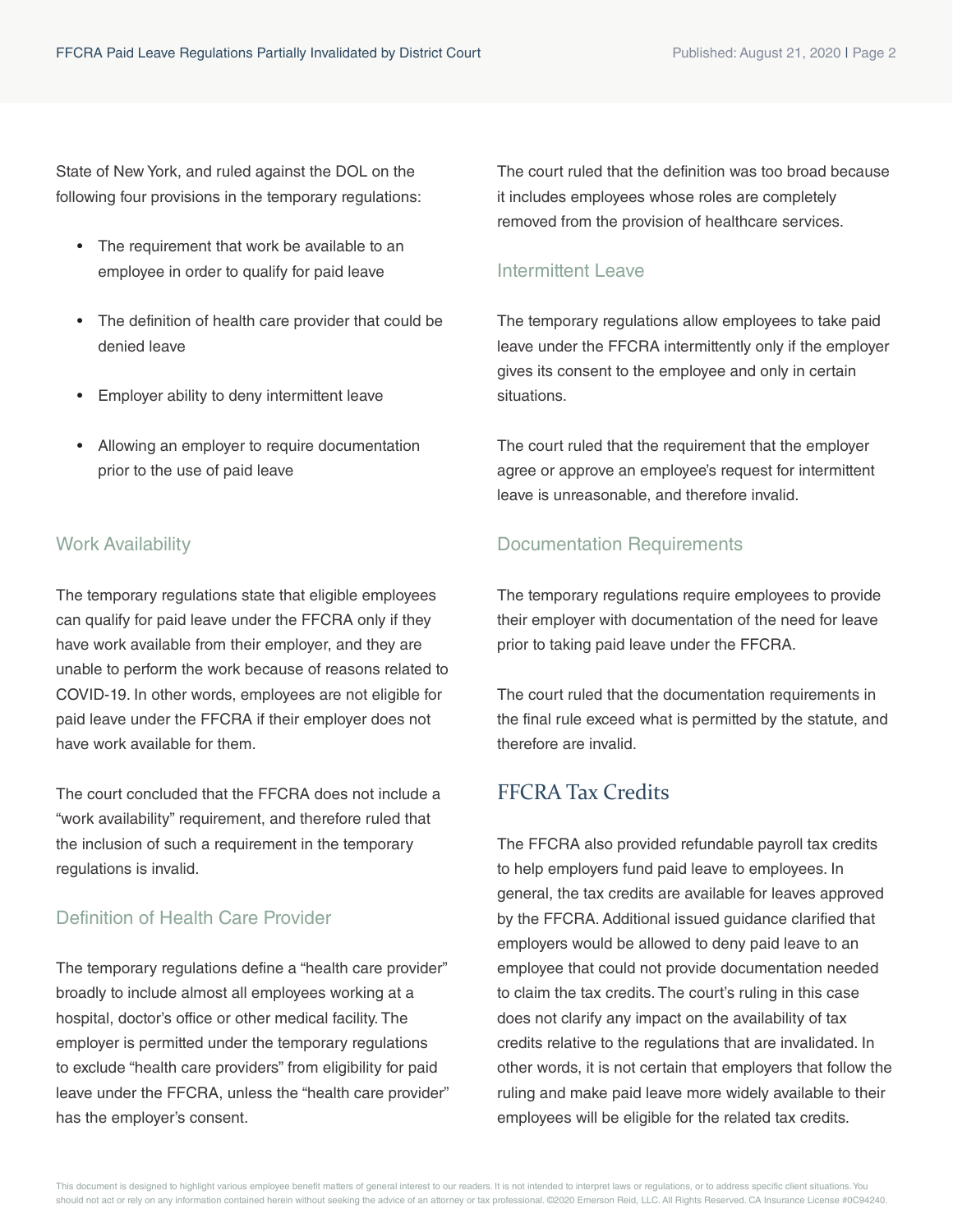State of New York, and ruled against the DOL on the following four provisions in the temporary regulations:

- The requirement that work be available to an employee in order to qualify for paid leave
- The definition of health care provider that could be denied leave
- Employer ability to deny intermittent leave
- Allowing an employer to require documentation prior to the use of paid leave

### Work Availability

The temporary regulations state that eligible employees can qualify for paid leave under the FFCRA only if they have work available from their employer, and they are unable to perform the work because of reasons related to COVID-19. In other words, employees are not eligible for paid leave under the FFCRA if their employer does not have work available for them.

The court concluded that the FFCRA does not include a "work availability" requirement, and therefore ruled that the inclusion of such a requirement in the temporary regulations is invalid.

### Definition of Health Care Provider

The temporary regulations define a "health care provider" broadly to include almost all employees working at a hospital, doctor's office or other medical facility. The employer is permitted under the temporary regulations to exclude "health care providers" from eligibility for paid leave under the FFCRA, unless the "health care provider" has the employer's consent.

The court ruled that the definition was too broad because it includes employees whose roles are completely removed from the provision of healthcare services.

### Intermittent Leave

The temporary regulations allow employees to take paid leave under the FFCRA intermittently only if the employer gives its consent to the employee and only in certain situations.

The court ruled that the requirement that the employer agree or approve an employee's request for intermittent leave is unreasonable, and therefore invalid.

### Documentation Requirements

The temporary regulations require employees to provide their employer with documentation of the need for leave prior to taking paid leave under the FFCRA.

The court ruled that the documentation requirements in the final rule exceed what is permitted by the statute, and therefore are invalid.

## FFCRA Tax Credits

The FFCRA also provided refundable payroll tax credits to help employers fund paid leave to employees. In general, the tax credits are available for leaves approved by the FFCRA. Additional issued guidance clarified that employers would be allowed to deny paid leave to an employee that could not provide documentation needed to claim the tax credits. The court's ruling in this case does not clarify any impact on the availability of tax credits relative to the regulations that are invalidated. In other words, it is not certain that employers that follow the ruling and make paid leave more widely available to their employees will be eligible for the related tax credits.

This document is designed to highlight various employee benefit matters of general interest to our readers. It is not intended to interpret laws or regulations, or to address specific client situations. You should not act or rely on any information contained herein without seeking the advice of an attorney or tax professional. ©2020 Emerson Reid, LLC. All Rights Reserved. CA Insurance License #0C94240.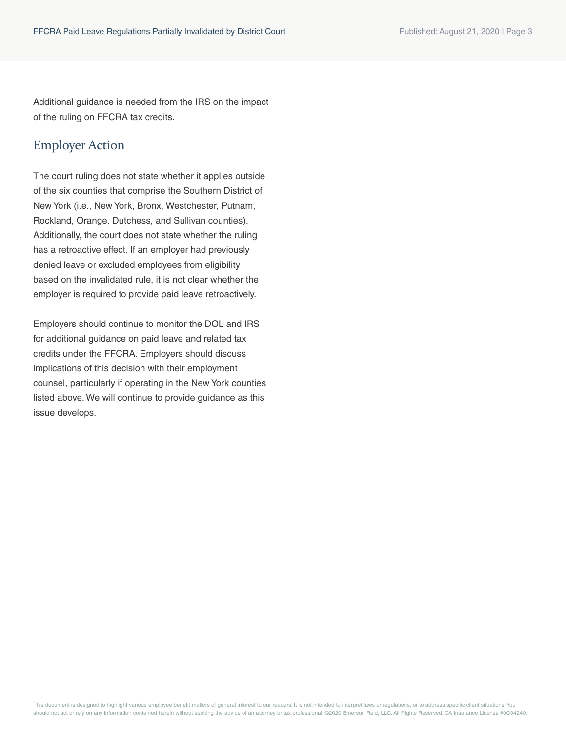Additional guidance is needed from the IRS on the impact of the ruling on FFCRA tax credits.

## Employer Action

The court ruling does not state whether it applies outside of the six counties that comprise the Southern District of New York (i.e., New York, Bronx, Westchester, Putnam, Rockland, Orange, Dutchess, and Sullivan counties). Additionally, the court does not state whether the ruling has a retroactive effect. If an employer had previously denied leave or excluded employees from eligibility based on the invalidated rule, it is not clear whether the employer is required to provide paid leave retroactively.

Employers should continue to monitor the DOL and IRS for additional guidance on paid leave and related tax credits under the FFCRA. Employers should discuss implications of this decision with their employment counsel, particularly if operating in the New York counties listed above. We will continue to provide guidance as this issue develops.

This document is designed to highlight various employee benefit matters of general interest to our readers. It is not intended to interpret laws or regulations, or to address specific client situations. You should not act or rely on any information contained herein without seeking the advice of an attorney or tax professional. ©2020 Emerson Reid, LLC. All Rights Reserved. CA Insurance License #0C94240.